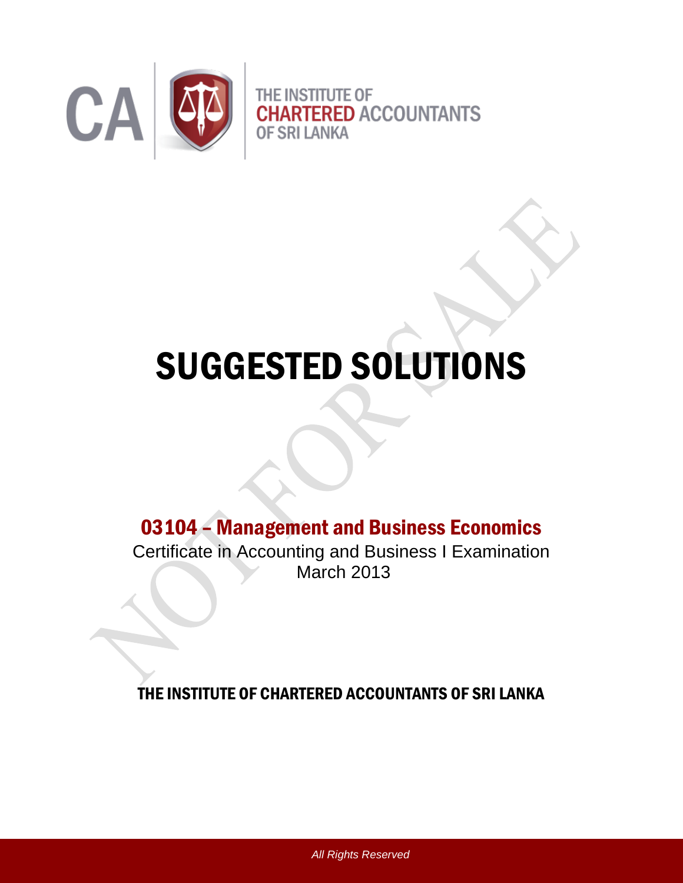CA

THE INSTITUTE OF
CHARTERED ACCOUNTANTS
OF SRI LANKA

# SUGGESTED SOLUTIONS

## 03104 – Management and Business Economics

Certificate in Accounting and Business I Examination
March 2013

**THE INSTITUTE OF CHARTERED ACCOUNTANTS OF SRI LANKA**

*All Rights Reserved*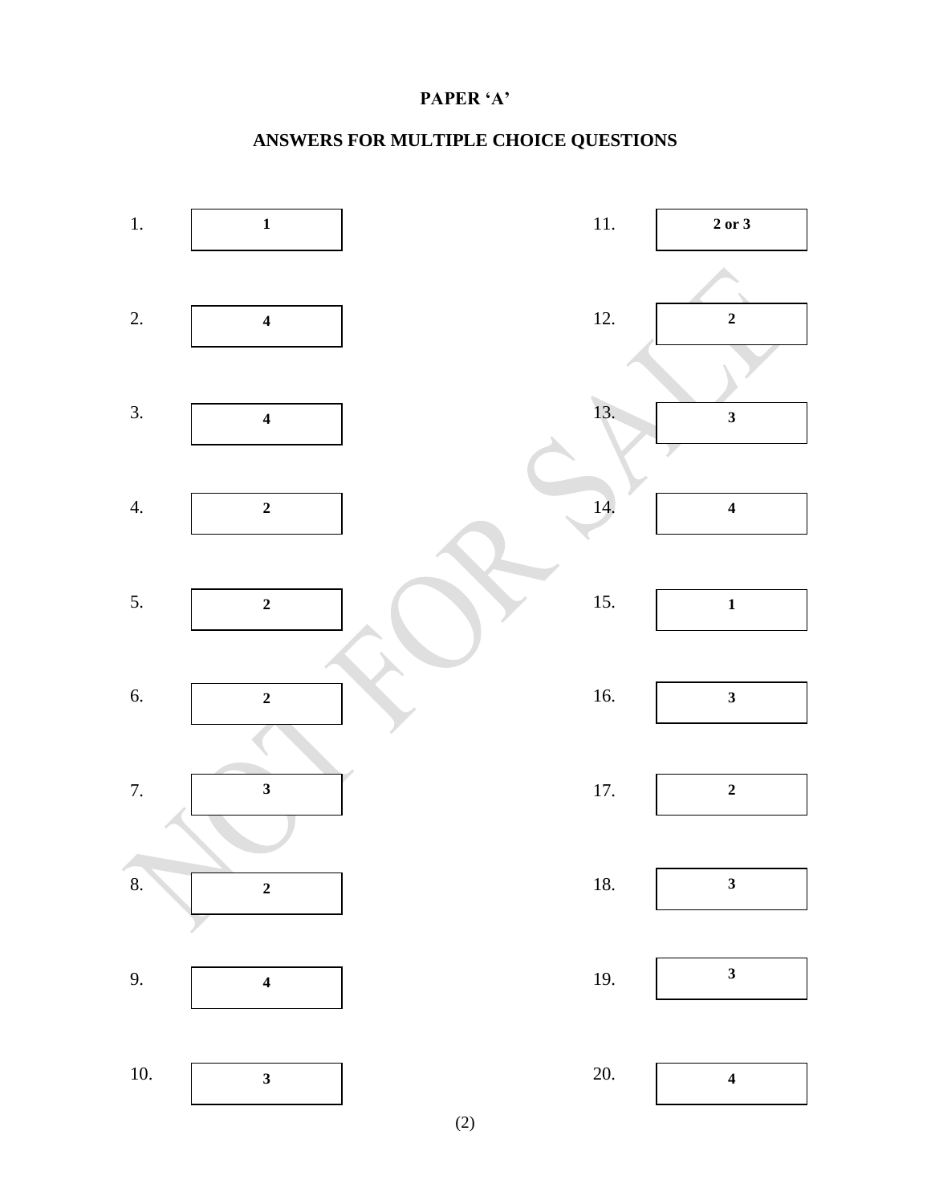## PAPER 'A'

## ANSWERS FOR MULTIPLE CHOICE QUESTIONS

| Question | Answer | Question | Answer |
|---|---|---|---|
| 1. | 1 | 11. | 2 or 3 |
| 2. | 4 | 12. | 2 |
| 3. | 4 | 13. | 3 |
| 4. | 2 | 14. | 4 |
| 5. | 2 | 15. | 1 |
| 6. | 2 | 16. | 3 |
| 7. | 3 | 17. | 2 |
| 8. | 2 | 18. | 3 |
| 9. | 4 | 19. | 3 |
| 10. | 3 | 20. | 4 |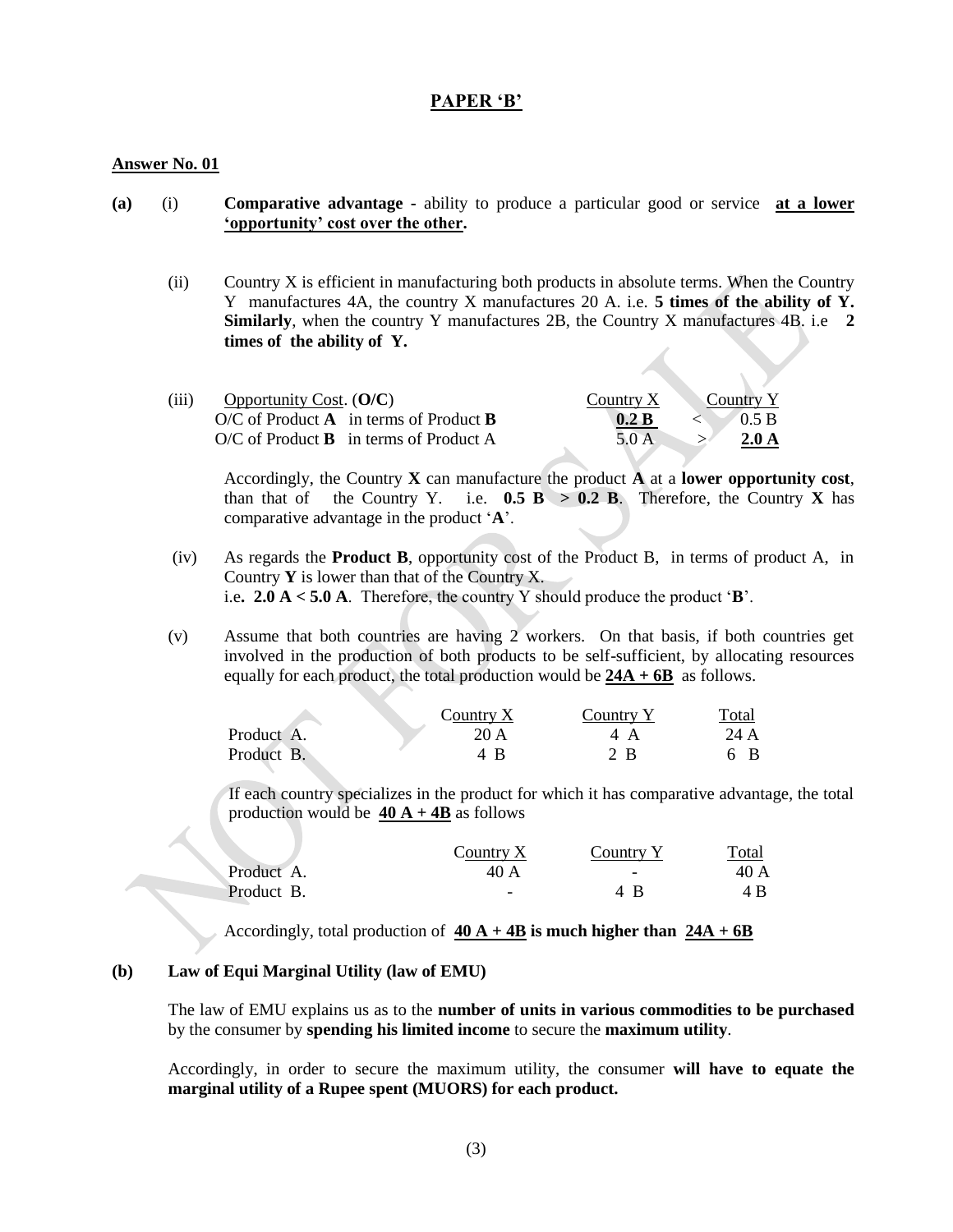## PAPER 'B'

**Answer No. 01**

**(a)** (i) **Comparative advantage** - ability to produce a particular good or service **at a lower 'opportunity' cost over the other.**

(ii) Country X is efficient in manufacturing both products in absolute terms. When the Country Y manufactures 4A, the country X manufactures 20 A. i.e. **5 times of the ability of Y. Similarly**, when the country Y manufactures 2B, the Country X manufactures 4B. i.e **2 times of the ability of Y.**

(iii)

| Opportunity Cost. (**O/C**) | Country X | | Country Y |
|---|---|---|---|
| O/C of Product **A** in terms of Product **B** | **0.2 B** | < | 0.5 B |
| O/C of Product **B** in terms of Product A | 5.0 A | > | **2.0 A** |

Accordingly, the Country **X** can manufacture the product **A** at a **lower opportunity cost**, than that of the Country Y. i.e. **0.5 B > 0.2 B**. Therefore, the Country **X** has comparative advantage in the product '**A**'.

(iv) As regards the **Product B**, opportunity cost of the Product B, in terms of product A, in Country **Y** is lower than that of the Country X.
i.e**. 2.0 A < 5.0 A**. Therefore, the country Y should produce the product '**B**'.

(v) Assume that both countries are having 2 workers. On that basis, if both countries get involved in the production of both products to be self-sufficient, by allocating resources equally for each product, the total production would be **24A + 6B** as follows.

| | Country X | Country Y | Total |
|---|---|---|---|
| Product A. | 20 A | 4 A | 24 A |
| Product B. | 4 B | 2 B | 6 B |

If each country specializes in the product for which it has comparative advantage, the total production would be **40 A + 4B** as follows

| | Country X | Country Y | Total |
|---|---|---|---|
| Product A. | 40 A | - | 40 A |
| Product B. | - | 4 B | 4 B |

Accordingly, total production of **40 A + 4B is much higher than 24A + 6B**

**(b) Law of Equi Marginal Utility (law of EMU)**

The law of EMU explains us as to the **number of units in various commodities to be purchased** by the consumer by **spending his limited income** to secure the **maximum utility**.

Accordingly, in order to secure the maximum utility, the consumer **will have to equate the marginal utility of a Rupee spent (MUORS) for each product.**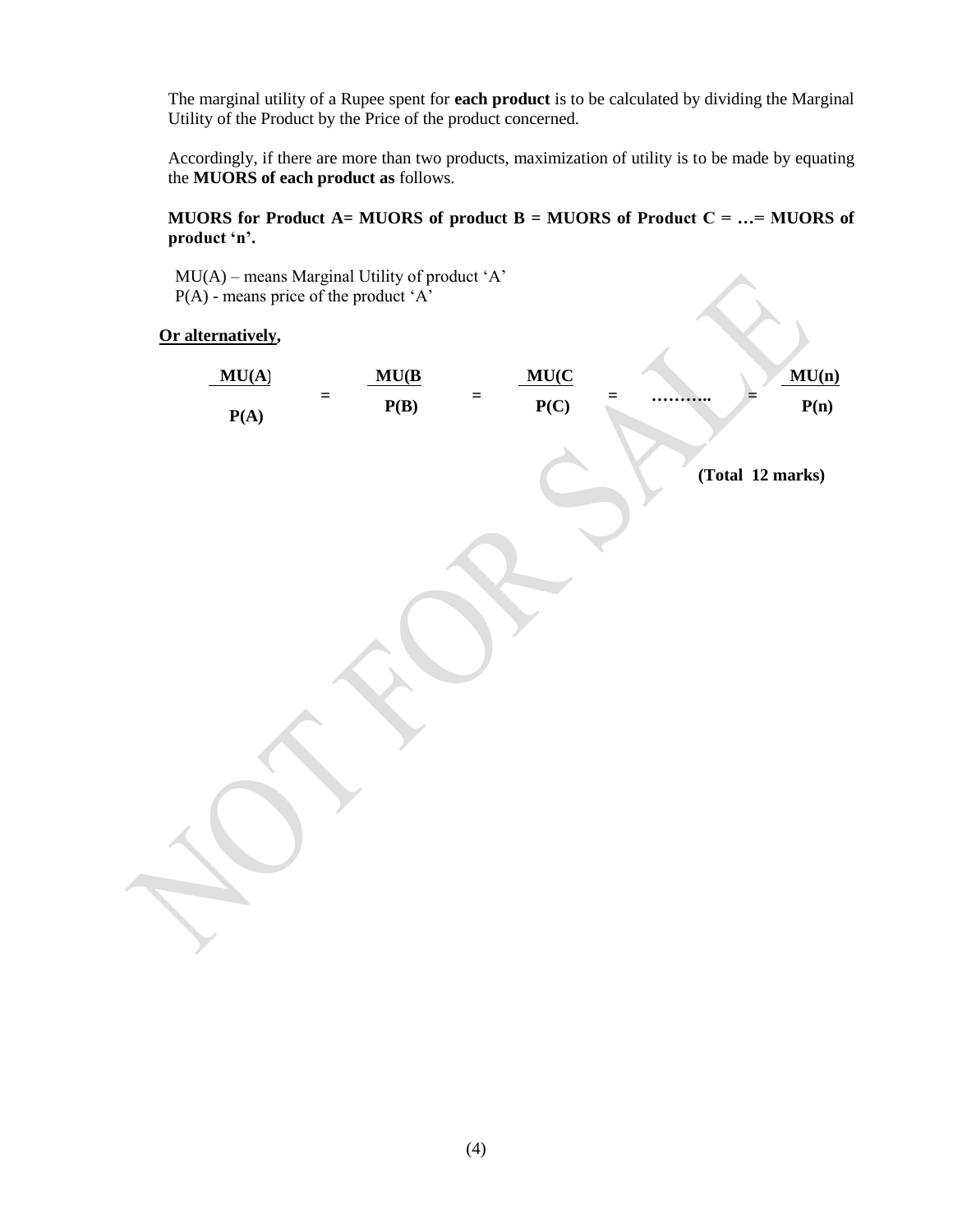The marginal utility of a Rupee spent for **each product** is to be calculated by dividing the Marginal Utility of the Product by the Price of the product concerned.

Accordingly, if there are more than two products, maximization of utility is to be made by equating the **MUORS of each product as** follows.

**MUORS for Product A= MUORS of product B = MUORS of Product C = …= MUORS of product 'n'.**

MU(A) – means Marginal Utility of product 'A'
P(A) - means price of the product 'A'

**<u>Or alternatively</u>,**

$$\frac{MU(A)}{P(A)} = \frac{MU(B)}{P(B)} = \frac{MU(C)}{P(C)} = \ldots\ldots = \frac{MU(n)}{P(n)}$$

**(Total 12 marks)**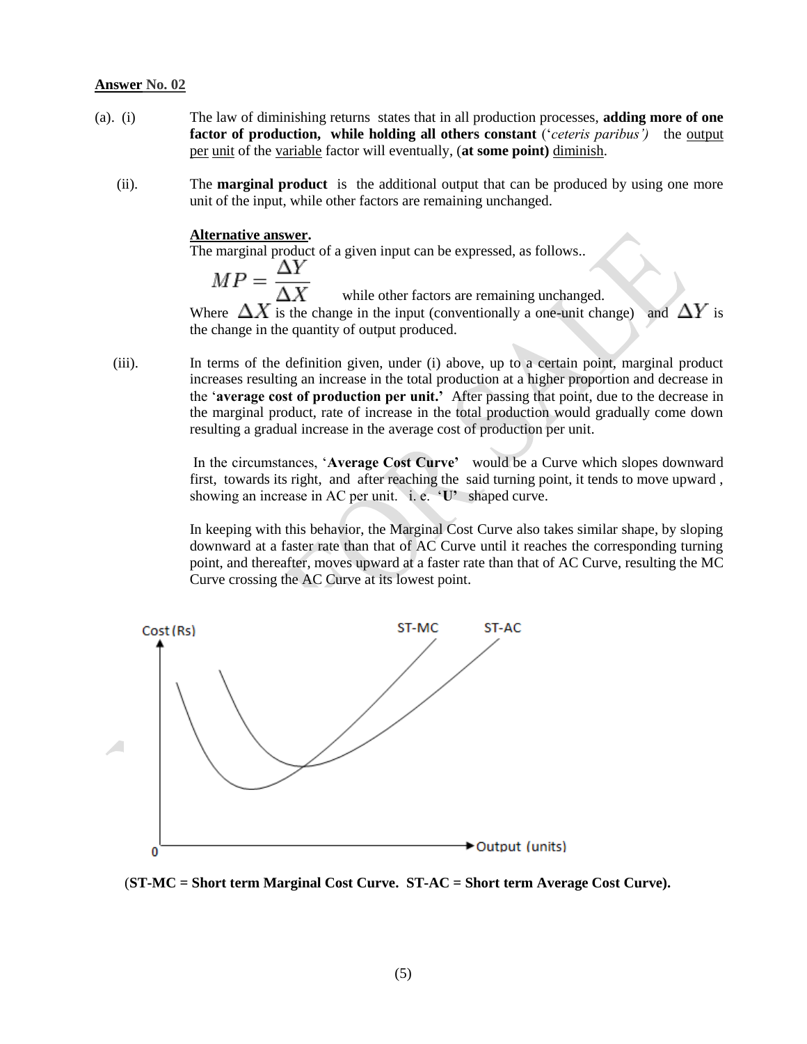**Answer No. 02**

(a). (i) The law of diminishing returns states that in all production processes, **adding more of one factor of production, while holding all others constant** ('*ceteris paribus'*) the output per unit of the variable factor will eventually, (**at some point**) diminish.

(ii). The **marginal product** is the additional output that can be produced by using one more unit of the input, while other factors are remaining unchanged.

**Alternative answer.**

The marginal product of a given input can be expressed, as follows..

$$MP = \frac{\Delta Y}{\Delta X}$$ while other factors are remaining unchanged.

Where $\Delta X$ is the change in the input (conventionally a one-unit change) and $\Delta Y$ is the change in the quantity of output produced.

(iii). In terms of the definition given, under (i) above, up to a certain point, marginal product increases resulting an increase in the total production at a higher proportion and decrease in the '**average cost of production per unit.'** After passing that point, due to the decrease in the marginal product, rate of increase in the total production would gradually come down resulting a gradual increase in the average cost of production per unit.

In the circumstances, '**Average Cost Curve'** would be a Curve which slopes downward first, towards its right, and after reaching the said turning point, it tends to move upward, showing an increase in AC per unit. i. e. **'U'** shaped curve.

In keeping with this behavior, the Marginal Cost Curve also takes similar shape, by sloping downward at a faster rate than that of AC Curve until it reaches the corresponding turning point, and thereafter, moves upward at a faster rate than that of AC Curve, resulting the MC Curve crossing the AC Curve at its lowest point.

Cost (Rs) | ST-MC | ST-AC | 0 | Output (units)

(**ST-MC = Short term Marginal Cost Curve. ST-AC = Short term Average Cost Curve).**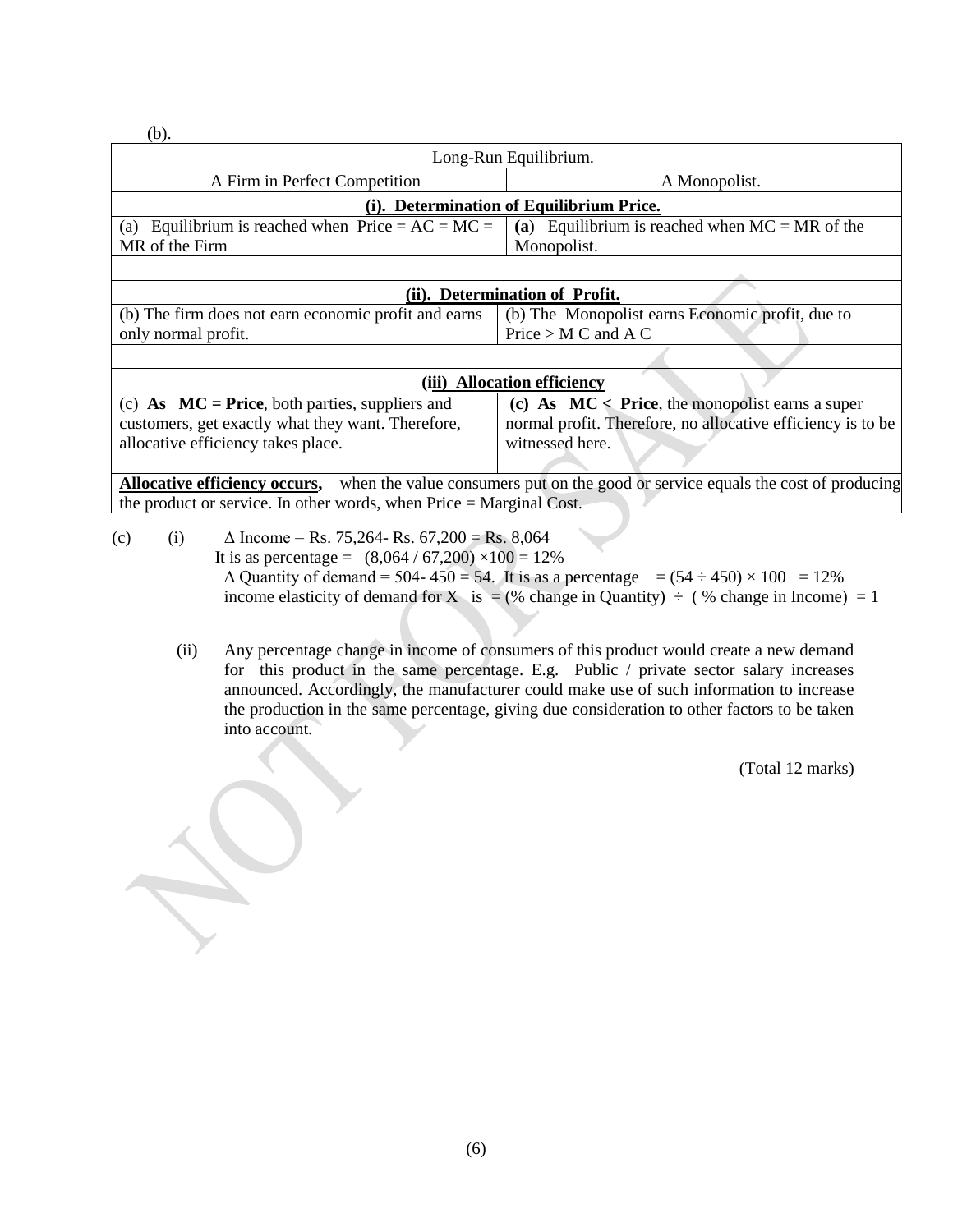(b).

| Long-Run Equilibrium. | |
|---|---|
| A Firm in Perfect Competition | A Monopolist. |
| **(i). Determination of Equilibrium Price.** | |
| (a) Equilibrium is reached when Price = AC = MC = MR of the Firm | **(a)** Equilibrium is reached when MC = MR of the Monopolist. |
| | |
| **(ii). Determination of Profit.** | |
| (b) The firm does not earn economic profit and earns only normal profit. | (b) The Monopolist earns Economic profit, due to Price > M C and A C |
| | |
| **(iii) Allocation efficiency** | |
| (c) **As MC = Price**, both parties, suppliers and customers, get exactly what they want. Therefore, allocative efficiency takes place. | **(c) As MC < Price**, the monopolist earns a super normal profit. Therefore, no allocative efficiency is to be witnessed here. |
| **Allocative efficiency occurs,** when the value consumers put on the good or service equals the cost of producing the product or service. In other words, when Price = Marginal Cost. | |

(c) (i) $\Delta$ Income = Rs. 75,264- Rs. 67,200 = Rs. 8,064

It is as percentage = (8,064 / 67,200) ×100 = 12%

$\Delta$ Quantity of demand = 504- 450 = 54. It is as a percentage = (54 ÷ 450) × 100 = 12%

income elasticity of demand for X is = (% change in Quantity) ÷ ( % change in Income) = 1

(ii) Any percentage change in income of consumers of this product would create a new demand for this product in the same percentage. E.g. Public / private sector salary increases announced. Accordingly, the manufacturer could make use of such information to increase the production in the same percentage, giving due consideration to other factors to be taken into account.

(Total 12 marks)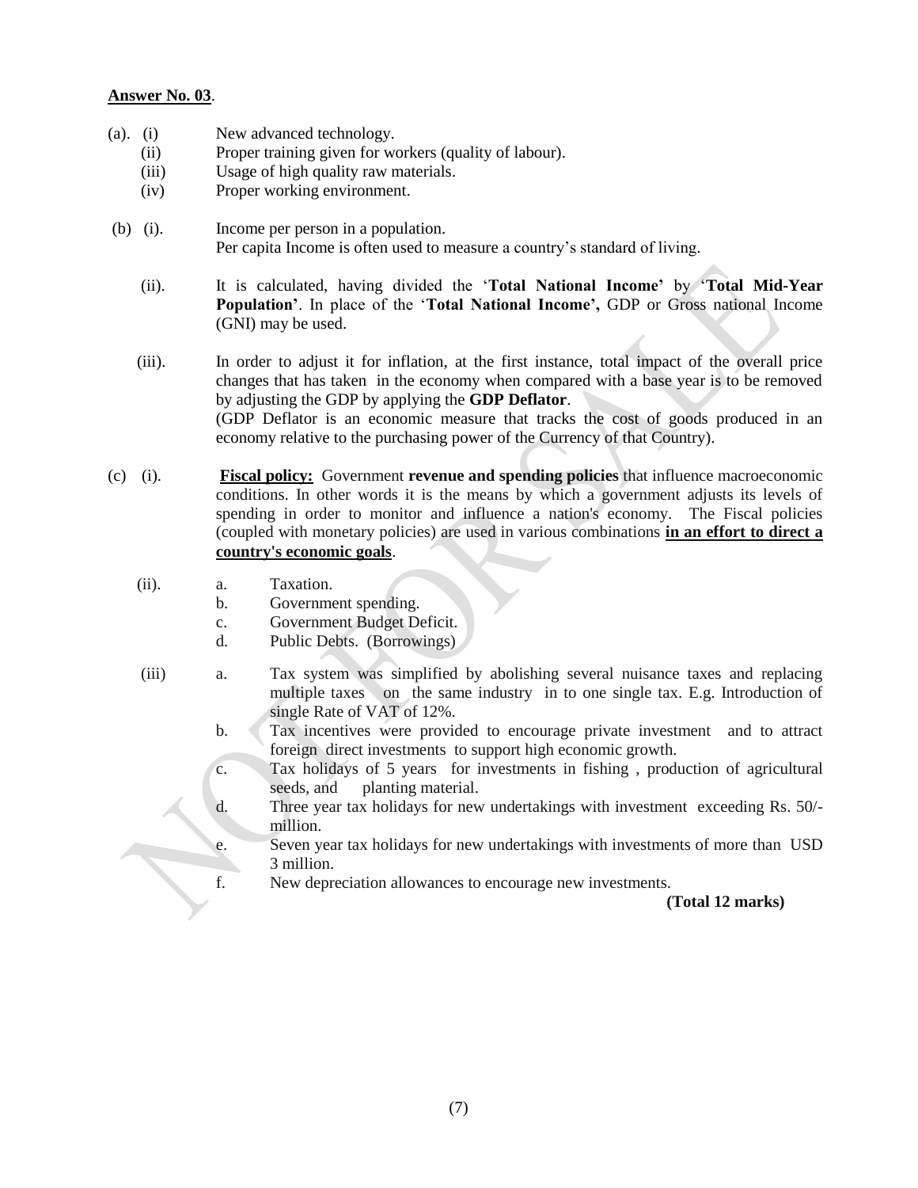**Answer No. 03**.

(a). (i) New advanced technology.

(ii) Proper training given for workers (quality of labour).

(iii) Usage of high quality raw materials.

(iv) Proper working environment.

(b) (i). Income per person in a population.
Per capita Income is often used to measure a country's standard of living.

(ii). It is calculated, having divided the '**Total National Income'** by '**Total Mid-Year Population'**. In place of the '**Total National Income',** GDP or Gross national Income (GNI) may be used.

(iii). In order to adjust it for inflation, at the first instance, total impact of the overall price changes that has taken in the economy when compared with a base year is to be removed by adjusting the GDP by applying the **GDP Deflator**.
(GDP Deflator is an economic measure that tracks the cost of goods produced in an economy relative to the purchasing power of the Currency of that Country).

(c) (i). **<u>Fiscal policy:</u>** Government **revenue and spending policies** that influence macroeconomic conditions. In other words it is the means by which a government adjusts its levels of spending in order to monitor and influence a nation's economy. The Fiscal policies (coupled with monetary policies) are used in various combinations **<u>in an effort to direct a country's economic goals</u>**.

(ii). a. Taxation.

b. Government spending.

c. Government Budget Deficit.

d. Public Debts. (Borrowings)

(iii) a. Tax system was simplified by abolishing several nuisance taxes and replacing multiple taxes on the same industry in to one single tax. E.g. Introduction of single Rate of VAT of 12%.

b. Tax incentives were provided to encourage private investment and to attract foreign direct investments to support high economic growth.

c. Tax holidays of 5 years for investments in fishing , production of agricultural seeds, and planting material.

d. Three year tax holidays for new undertakings with investment exceeding Rs. 50/- million.

e. Seven year tax holidays for new undertakings with investments of more than USD 3 million.

f. New depreciation allowances to encourage new investments.

**(Total 12 marks)**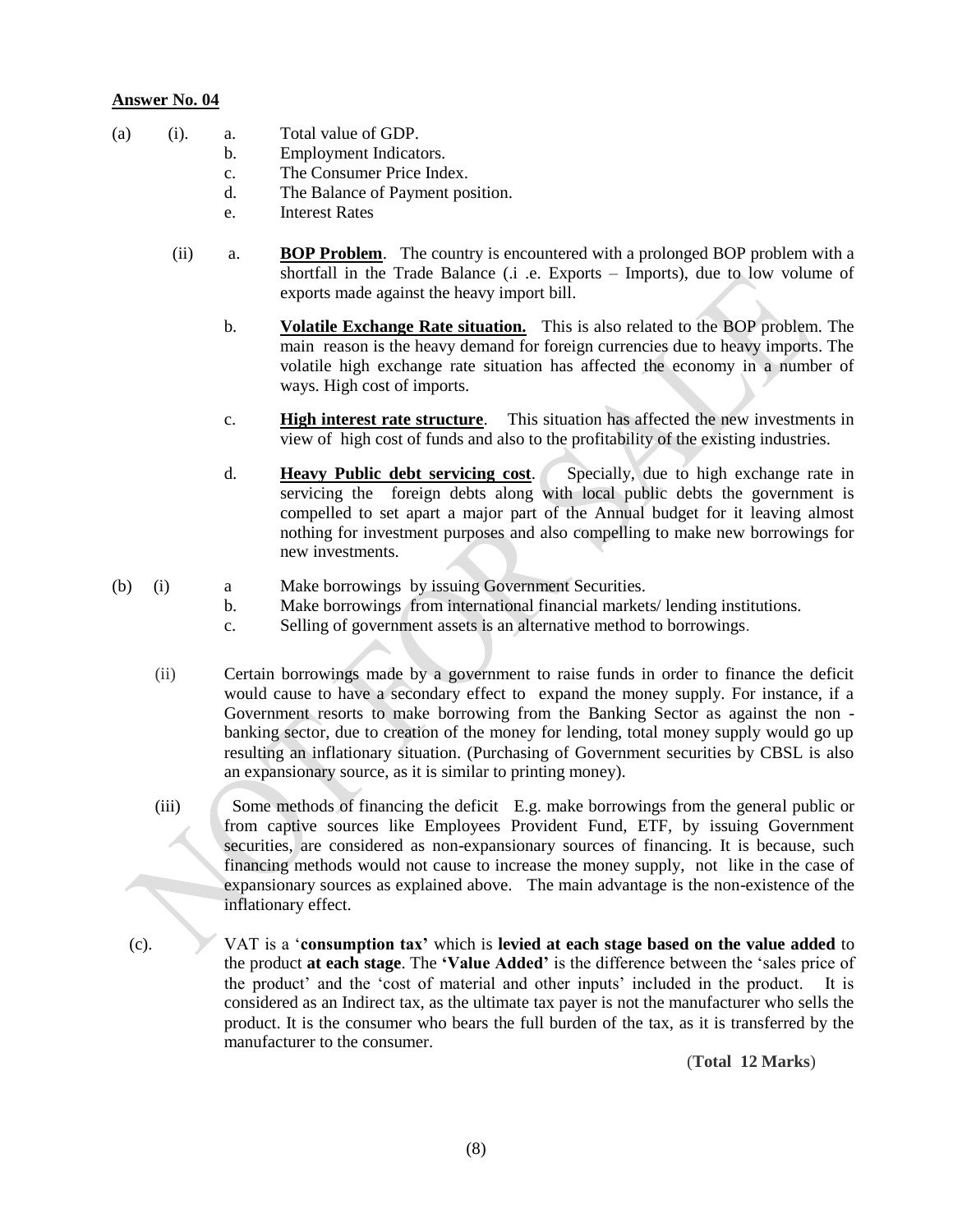**Answer No. 04**

(a) (i).

a. Total value of GDP.
b. Employment Indicators.
c. The Consumer Price Index.
d. The Balance of Payment position.
e. Interest Rates

(ii)

a. **BOP Problem**. The country is encountered with a prolonged BOP problem with a shortfall in the Trade Balance (.i .e. Exports – Imports), due to low volume of exports made against the heavy import bill.

b. **Volatile Exchange Rate situation.** This is also related to the BOP problem. The main reason is the heavy demand for foreign currencies due to heavy imports. The volatile high exchange rate situation has affected the economy in a number of ways. High cost of imports.

c. **High interest rate structure**. This situation has affected the new investments in view of high cost of funds and also to the profitability of the existing industries.

d. **Heavy Public debt servicing cost**. Specially, due to high exchange rate in servicing the foreign debts along with local public debts the government is compelled to set apart a major part of the Annual budget for it leaving almost nothing for investment purposes and also compelling to make new borrowings for new investments.

(b) (i)

a Make borrowings by issuing Government Securities.
b. Make borrowings from international financial markets/ lending institutions.
c. Selling of government assets is an alternative method to borrowings.

(ii) Certain borrowings made by a government to raise funds in order to finance the deficit would cause to have a secondary effect to expand the money supply. For instance, if a Government resorts to make borrowing from the Banking Sector as against the non - banking sector, due to creation of the money for lending, total money supply would go up resulting an inflationary situation. (Purchasing of Government securities by CBSL is also an expansionary source, as it is similar to printing money).

(iii) Some methods of financing the deficit E.g. make borrowings from the general public or from captive sources like Employees Provident Fund, ETF, by issuing Government securities, are considered as non-expansionary sources of financing. It is because, such financing methods would not cause to increase the money supply, not like in the case of expansionary sources as explained above. The main advantage is the non-existence of the inflationary effect.

(c). VAT is a '**consumption tax'** which is **levied at each stage based on the value added** to the product **at each stage**. The **'Value Added'** is the difference between the 'sales price of the product' and the 'cost of material and other inputs' included in the product. It is considered as an Indirect tax, as the ultimate tax payer is not the manufacturer who sells the product. It is the consumer who bears the full burden of the tax, as it is transferred by the manufacturer to the consumer.

(**Total 12 Marks**)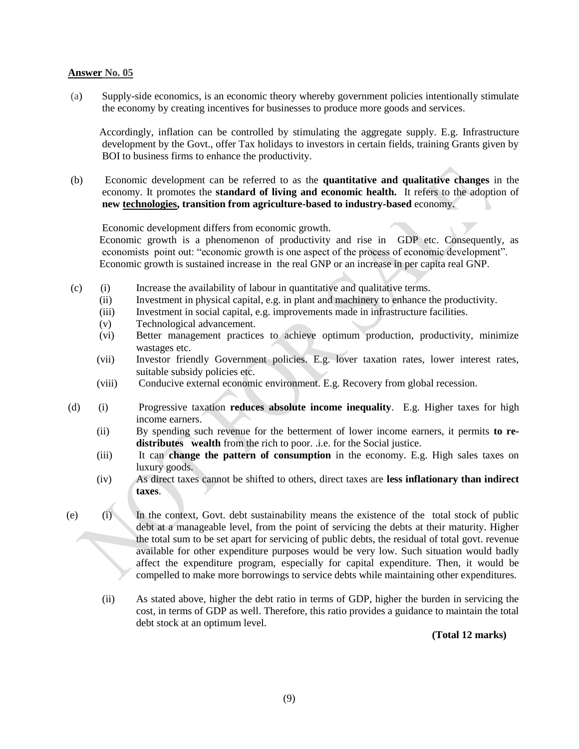**Answer No. 05**

(a) Supply-side economics, is an economic theory whereby government policies intentionally stimulate the economy by creating incentives for businesses to produce more goods and services.

Accordingly, inflation can be controlled by stimulating the aggregate supply. E.g. Infrastructure development by the Govt., offer Tax holidays to investors in certain fields, training Grants given by BOI to business firms to enhance the productivity.

(b) Economic development can be referred to as the **quantitative and qualitative changes** in the economy. It promotes the **standard of living and economic health.** It refers to the adoption of **new technologies, transition from agriculture-based to industry-based** economy.

Economic development differs from economic growth.
Economic growth is a phenomenon of productivity and rise in GDP etc. Consequently, as economists point out: "economic growth is one aspect of the process of economic development".
Economic growth is sustained increase in the real GNP or an increase in per capita real GNP.

(c)
- (i) Increase the availability of labour in quantitative and qualitative terms.
- (ii) Investment in physical capital, e.g. in plant and machinery to enhance the productivity.
- (iii) Investment in social capital, e.g. improvements made in infrastructure facilities.
- (v) Technological advancement.
- (vi) Better management practices to achieve optimum production, productivity, minimize wastages etc.
- (vii) Investor friendly Government policies. E.g. lover taxation rates, lower interest rates, suitable subsidy policies etc.
- (viii) Conducive external economic environment. E.g. Recovery from global recession.

(d)
- (i) Progressive taxation **reduces absolute income inequality**. E.g. Higher taxes for high income earners.
- (ii) By spending such revenue for the betterment of lower income earners, it permits **to re-distributes wealth** from the rich to poor. .i.e. for the Social justice.
- (iii) It can **change the pattern of consumption** in the economy. E.g. High sales taxes on luxury goods.
- (iv) As direct taxes cannot be shifted to others, direct taxes are **less inflationary than indirect taxes**.

(e)
- (i) In the context, Govt. debt sustainability means the existence of the total stock of public debt at a manageable level, from the point of servicing the debts at their maturity. Higher the total sum to be set apart for servicing of public debts, the residual of total govt. revenue available for other expenditure purposes would be very low. Such situation would badly affect the expenditure program, especially for capital expenditure. Then, it would be compelled to make more borrowings to service debts while maintaining other expenditures.
- (ii) As stated above, higher the debt ratio in terms of GDP, higher the burden in servicing the cost, in terms of GDP as well. Therefore, this ratio provides a guidance to maintain the total debt stock at an optimum level.

**(Total 12 marks)**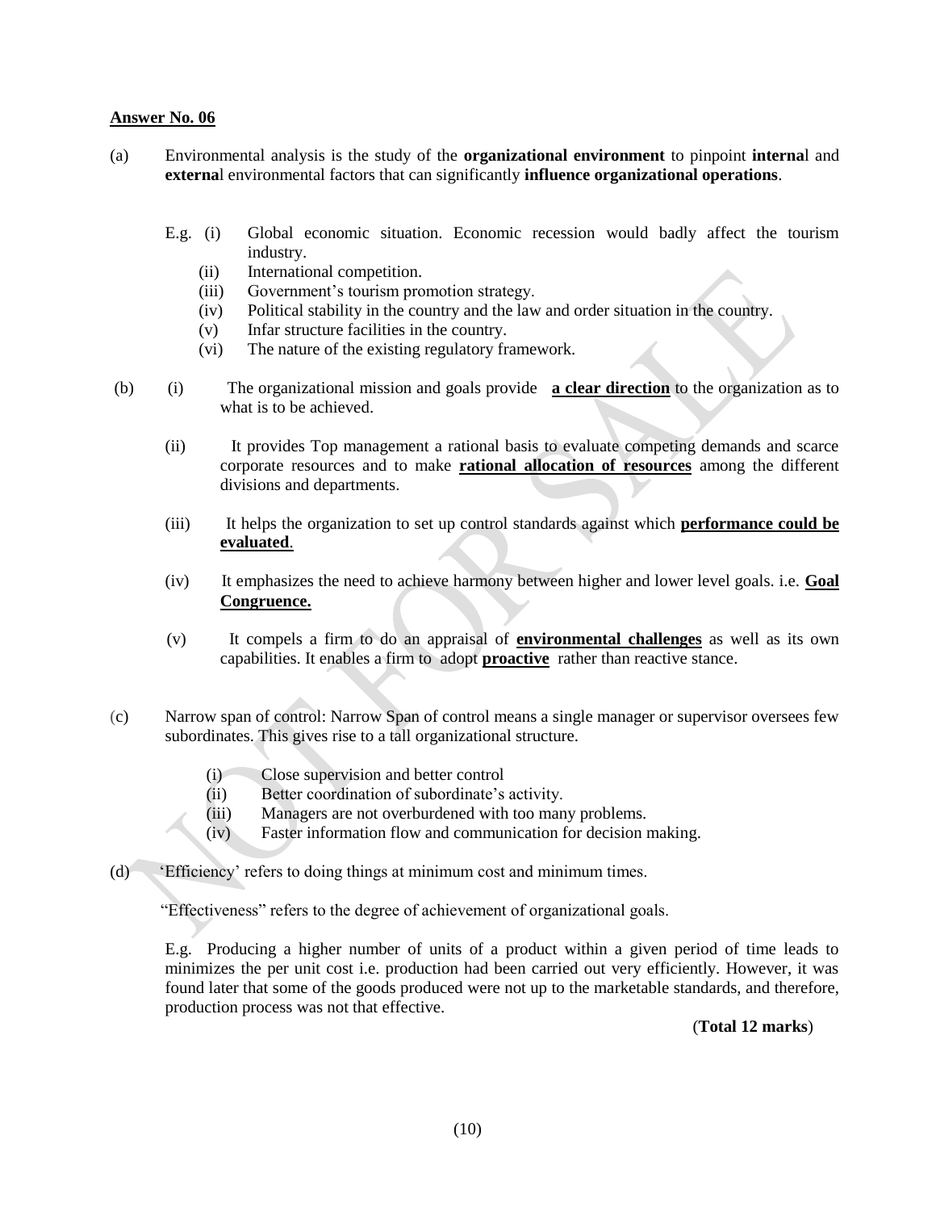**Answer No. 06**

(a) Environmental analysis is the study of the **organizational environment** to pinpoint **interna**l and **externa**l environmental factors that can significantly **influence organizational operations**.

E.g.
- (i) Global economic situation. Economic recession would badly affect the tourism industry.
- (ii) International competition.
- (iii) Government's tourism promotion strategy.
- (iv) Political stability in the country and the law and order situation in the country.
- (v) Infar structure facilities in the country.
- (vi) The nature of the existing regulatory framework.

(b)
- (i) The organizational mission and goals provide **a clear direction** to the organization as to what is to be achieved.
- (ii) It provides Top management a rational basis to evaluate competing demands and scarce corporate resources and to make **rational allocation of resources** among the different divisions and departments.
- (iii) It helps the organization to set up control standards against which **performance could be evaluated**.
- (iv) It emphasizes the need to achieve harmony between higher and lower level goals. i.e. **Goal Congruence.**
- (v) It compels a firm to do an appraisal of **environmental challenges** as well as its own capabilities. It enables a firm to adopt **proactive** rather than reactive stance.

(c) Narrow span of control: Narrow Span of control means a single manager or supervisor oversees few subordinates. This gives rise to a tall organizational structure.

- (i) Close supervision and better control
- (ii) Better coordination of subordinate's activity.
- (iii) Managers are not overburdened with too many problems.
- (iv) Faster information flow and communication for decision making.

(d) 'Efficiency' refers to doing things at minimum cost and minimum times.

"Effectiveness" refers to the degree of achievement of organizational goals.

E.g. Producing a higher number of units of a product within a given period of time leads to minimizes the per unit cost i.e. production had been carried out very efficiently. However, it was found later that some of the goods produced were not up to the marketable standards, and therefore, production process was not that effective.

(**Total 12 marks**)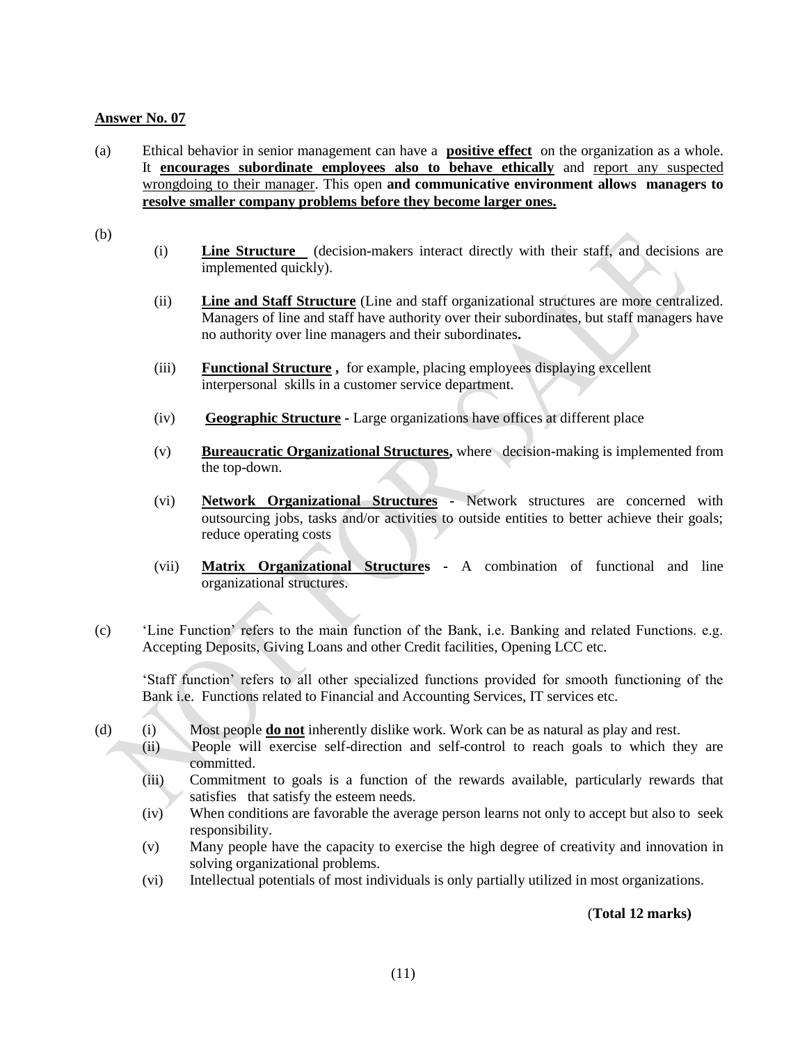**Answer No. 07**

(a) Ethical behavior in senior management can have a **positive effect** on the organization as a whole. It **encourages subordinate employees also to behave ethically** and report any suspected wrongdoing to their manager. This open **and communicative environment allows managers to resolve smaller company problems before they become larger ones.**

(b)

(i) **Line Structure** (decision-makers interact directly with their staff, and decisions are implemented quickly).

(ii) **Line and Staff Structure** (Line and staff organizational structures are more centralized. Managers of line and staff have authority over their subordinates, but staff managers have no authority over line managers and their subordinates**.**

(iii) **Functional Structure ,** for example, placing employees displaying excellent interpersonal skills in a customer service department.

(iv) **Geographic Structure -** Large organizations have offices at different place

(v) **Bureaucratic Organizational Structures,** where decision-making is implemented from the top-down.

(vi) **Network Organizational Structures** - Network structures are concerned with outsourcing jobs, tasks and/or activities to outside entities to better achieve their goals; reduce operating costs

(vii) **Matrix Organizational Structures -** A combination of functional and line organizational structures.

(c) 'Line Function' refers to the main function of the Bank, i.e. Banking and related Functions. e.g. Accepting Deposits, Giving Loans and other Credit facilities, Opening LCC etc.

'Staff function' refers to all other specialized functions provided for smooth functioning of the Bank i.e. Functions related to Financial and Accounting Services, IT services etc.

(d)
(i) Most people **do not** inherently dislike work. Work can be as natural as play and rest.
(ii) People will exercise self-direction and self-control to reach goals to which they are committed.
(iii) Commitment to goals is a function of the rewards available, particularly rewards that satisfies that satisfy the esteem needs.
(iv) When conditions are favorable the average person learns not only to accept but also to seek responsibility.
(v) Many people have the capacity to exercise the high degree of creativity and innovation in solving organizational problems.
(vi) Intellectual potentials of most individuals is only partially utilized in most organizations.

(**Total 12 marks)**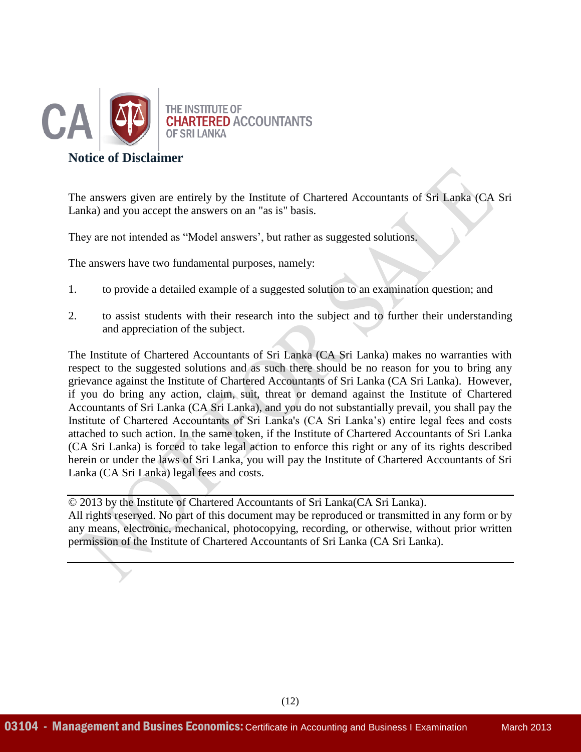THE INSTITUTE OF CHARTERED ACCOUNTANTS OF SRI LANKA

## Notice of Disclaimer

The answers given are entirely by the Institute of Chartered Accountants of Sri Lanka (CA Sri Lanka) and you accept the answers on an "as is" basis.

They are not intended as "Model answers', but rather as suggested solutions.

The answers have two fundamental purposes, namely:

1. to provide a detailed example of a suggested solution to an examination question; and

2. to assist students with their research into the subject and to further their understanding and appreciation of the subject.

The Institute of Chartered Accountants of Sri Lanka (CA Sri Lanka) makes no warranties with respect to the suggested solutions and as such there should be no reason for you to bring any grievance against the Institute of Chartered Accountants of Sri Lanka (CA Sri Lanka). However, if you do bring any action, claim, suit, threat or demand against the Institute of Chartered Accountants of Sri Lanka (CA Sri Lanka), and you do not substantially prevail, you shall pay the Institute of Chartered Accountants of Sri Lanka's (CA Sri Lanka's) entire legal fees and costs attached to such action. In the same token, if the Institute of Chartered Accountants of Sri Lanka (CA Sri Lanka) is forced to take legal action to enforce this right or any of its rights described herein or under the laws of Sri Lanka, you will pay the Institute of Chartered Accountants of Sri Lanka (CA Sri Lanka) legal fees and costs.

---

© 2013 by the Institute of Chartered Accountants of Sri Lanka(CA Sri Lanka).
All rights reserved. No part of this document may be reproduced or transmitted in any form or by any means, electronic, mechanical, photocopying, recording, or otherwise, without prior written permission of the Institute of Chartered Accountants of Sri Lanka (CA Sri Lanka).

---